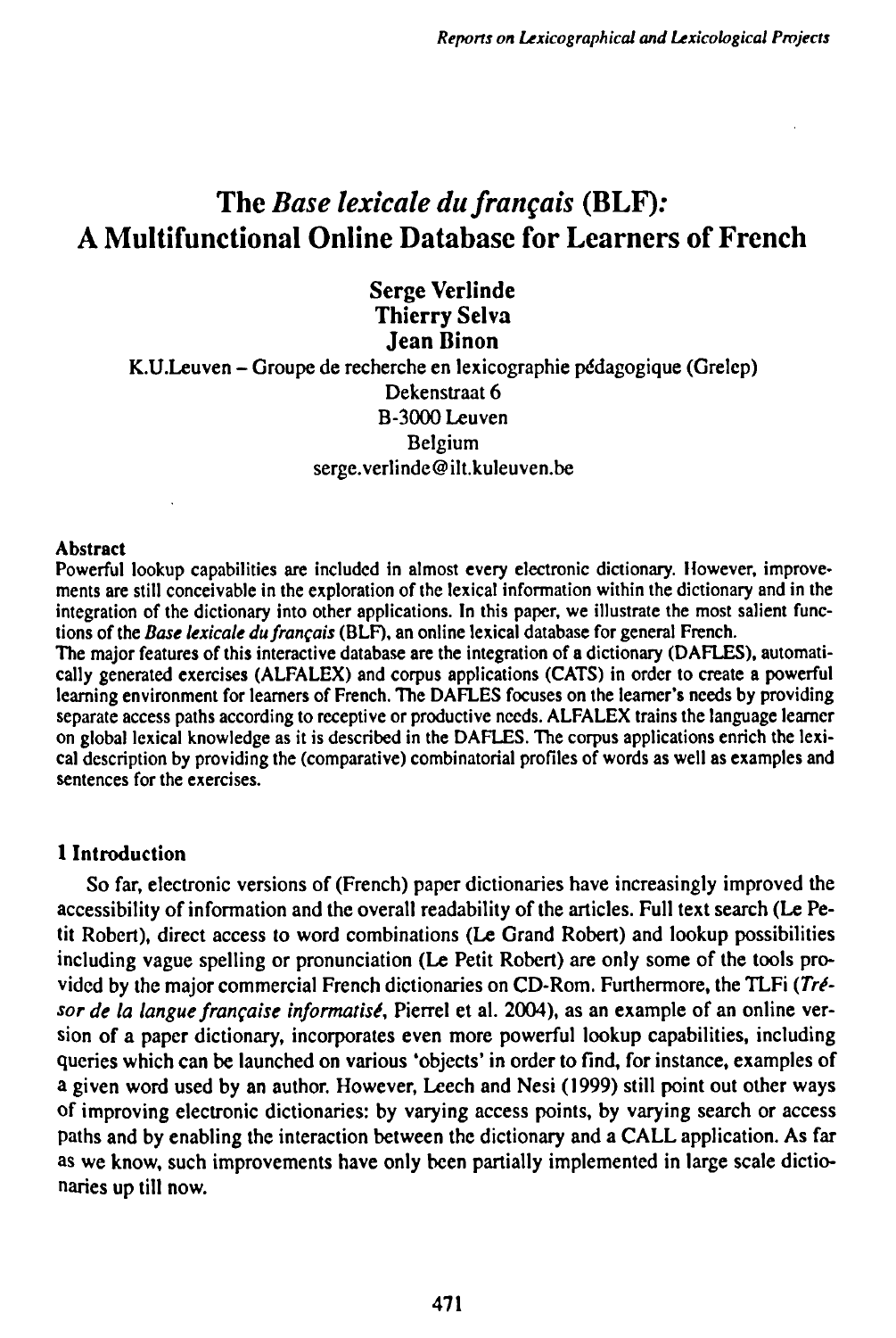# The *Base lexicale du français* (BLF): A Multifunctional Online Database for Learners of French

**Serge Verlinde**
**Thierry Selva**
**Jean Binon**

K.U.Leuven – Groupe de recherche en lexicographie pédagogique (Grelep)
Dekenstraat 6
B-3000 Leuven
Belgium
serge.verlinde@ilt.kuleuven.be

**Abstract**

Powerful lookup capabilities are included in almost every electronic dictionary. However, improvements are still conceivable in the exploration of the lexical information within the dictionary and in the integration of the dictionary into other applications. In this paper, we illustrate the most salient functions of the *Base lexicale du français* (BLF), an online lexical database for general French.

The major features of this interactive database are the integration of a dictionary (DAFLES), automatically generated exercises (ALFALEX) and corpus applications (CATS) in order to create a powerful learning environment for learners of French. The DAFLES focuses on the learner's needs by providing separate access paths according to receptive or productive needs. ALFALEX trains the language learner on global lexical knowledge as it is described in the DAFLES. The corpus applications enrich the lexical description by providing the (comparative) combinatorial profiles of words as well as examples and sentences for the exercises.

## 1 Introduction

So far, electronic versions of (French) paper dictionaries have increasingly improved the accessibility of information and the overall readability of the articles. Full text search (Le Petit Robert), direct access to word combinations (Le Grand Robert) and lookup possibilities including vague spelling or pronunciation (Le Petit Robert) are only some of the tools provided by the major commercial French dictionaries on CD-Rom. Furthermore, the TLFi (*Trésor de la langue française informatisé*, Pierrel et al. 2004), as an example of an online version of a paper dictionary, incorporates even more powerful lookup capabilities, including queries which can be launched on various 'objects' in order to find, for instance, examples of a given word used by an author. However, Leech and Nesi (1999) still point out other ways of improving electronic dictionaries: by varying access points, by varying search or access paths and by enabling the interaction between the dictionary and a CALL application. As far as we know, such improvements have only been partially implemented in large scale dictionaries up till now.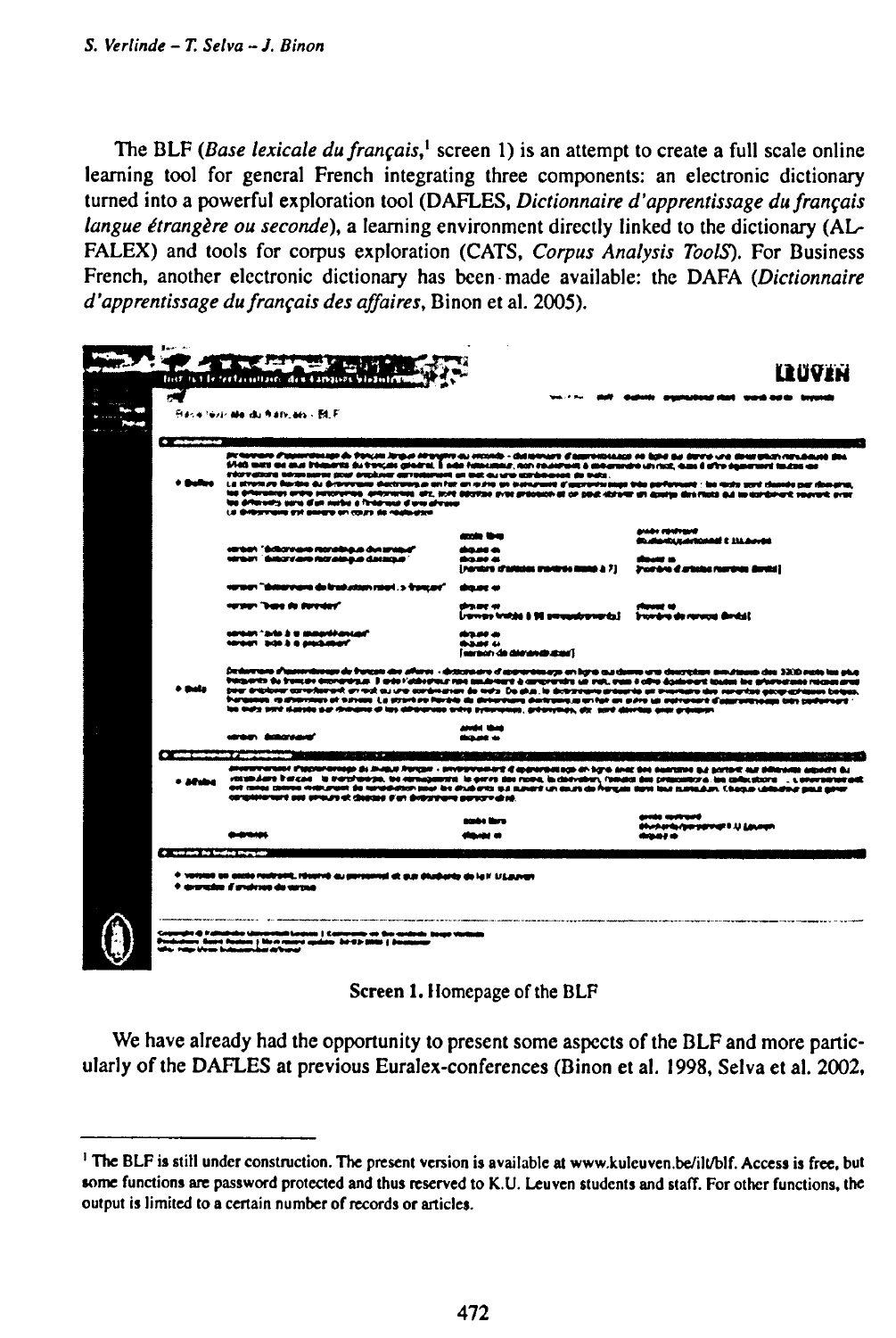The BLF (*Base lexicale du français*,[1] screen 1) is an attempt to create a full scale online learning tool for general French integrating three components: an electronic dictionary turned into a powerful exploration tool (DAFLES, *Dictionnaire d'apprentissage du français langue étrangère ou seconde*), a learning environment directly linked to the dictionary (ALFALEX) and tools for corpus exploration (CATS, *Corpus Analysis ToolS*). For Business French, another electronic dictionary has been made available: the DAFA (*Dictionnaire d'apprentissage du français des affaires*, Binon et al. 2005).

Screen 1. Homepage of the BLF

We have already had the opportunity to present some aspects of the BLF and more particularly of the DAFLES at previous Euralex-conferences (Binon et al. 1998, Selva et al. 2002,

[1] The BLF is still under construction. The present version is available at www.kuleuven.be/ilt/blf. Access is free, but some functions are password protected and thus reserved to K.U. Leuven students and staff. For other functions, the output is limited to a certain number of records or articles.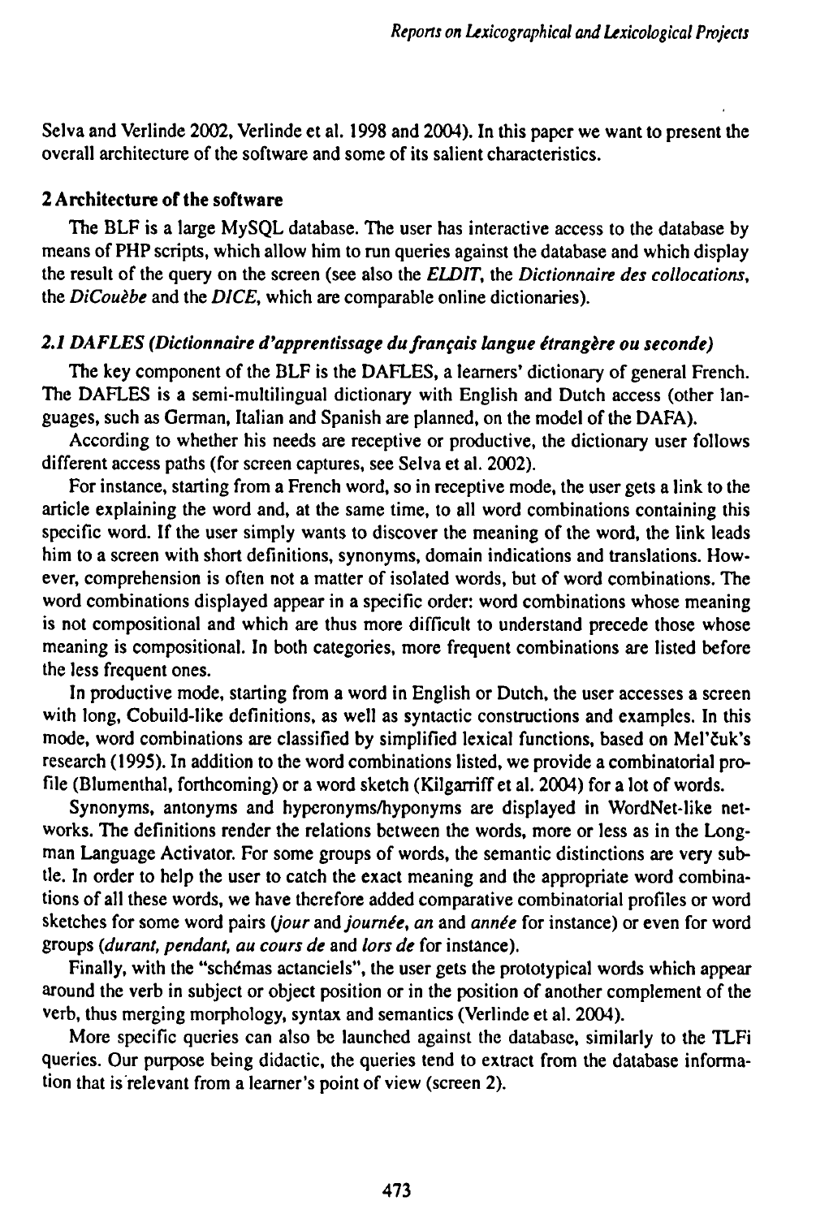Selva and Verlinde 2002, Verlinde et al. 1998 and 2004). In this paper we want to present the overall architecture of the software and some of its salient characteristics.

## 2 Architecture of the software

The BLF is a large MySQL database. The user has interactive access to the database by means of PHP scripts, which allow him to run queries against the database and which display the result of the query on the screen (see also the *ELDIT*, the *Dictionnaire des collocations*, the *DiCouèbe* and the *DICE*, which are comparable online dictionaries).

### *2.1 DAFLES (Dictionnaire d'apprentissage du français langue étrangère ou seconde)*

The key component of the BLF is the DAFLES, a learners' dictionary of general French. The DAFLES is a semi-multilingual dictionary with English and Dutch access (other languages, such as German, Italian and Spanish are planned, on the model of the DAFA).

According to whether his needs are receptive or productive, the dictionary user follows different access paths (for screen captures, see Selva et al. 2002).

For instance, starting from a French word, so in receptive mode, the user gets a link to the article explaining the word and, at the same time, to all word combinations containing this specific word. If the user simply wants to discover the meaning of the word, the link leads him to a screen with short definitions, synonyms, domain indications and translations. However, comprehension is often not a matter of isolated words, but of word combinations. The word combinations displayed appear in a specific order: word combinations whose meaning is not compositional and which are thus more difficult to understand precede those whose meaning is compositional. In both categories, more frequent combinations are listed before the less frequent ones.

In productive mode, starting from a word in English or Dutch, the user accesses a screen with long, Cobuild-like definitions, as well as syntactic constructions and examples. In this mode, word combinations are classified by simplified lexical functions, based on Mel'čuk's research (1995). In addition to the word combinations listed, we provide a combinatorial profile (Blumenthal, forthcoming) or a word sketch (Kilgarriff et al. 2004) for a lot of words.

Synonyms, antonyms and hyperonyms/hyponyms are displayed in WordNet-like networks. The definitions render the relations between the words, more or less as in the Longman Language Activator. For some groups of words, the semantic distinctions are very subtle. In order to help the user to catch the exact meaning and the appropriate word combinations of all these words, we have therefore added comparative combinatorial profiles or word sketches for some word pairs (*jour* and *journée*, *an* and *année* for instance) or even for word groups (*durant*, *pendant*, *au cours de* and *lors de* for instance).

Finally, with the "schémas actanciels", the user gets the prototypical words which appear around the verb in subject or object position or in the position of another complement of the verb, thus merging morphology, syntax and semantics (Verlinde et al. 2004).

More specific queries can also be launched against the database, similarly to the TLFi queries. Our purpose being didactic, the queries tend to extract from the database information that is relevant from a learner's point of view (screen 2).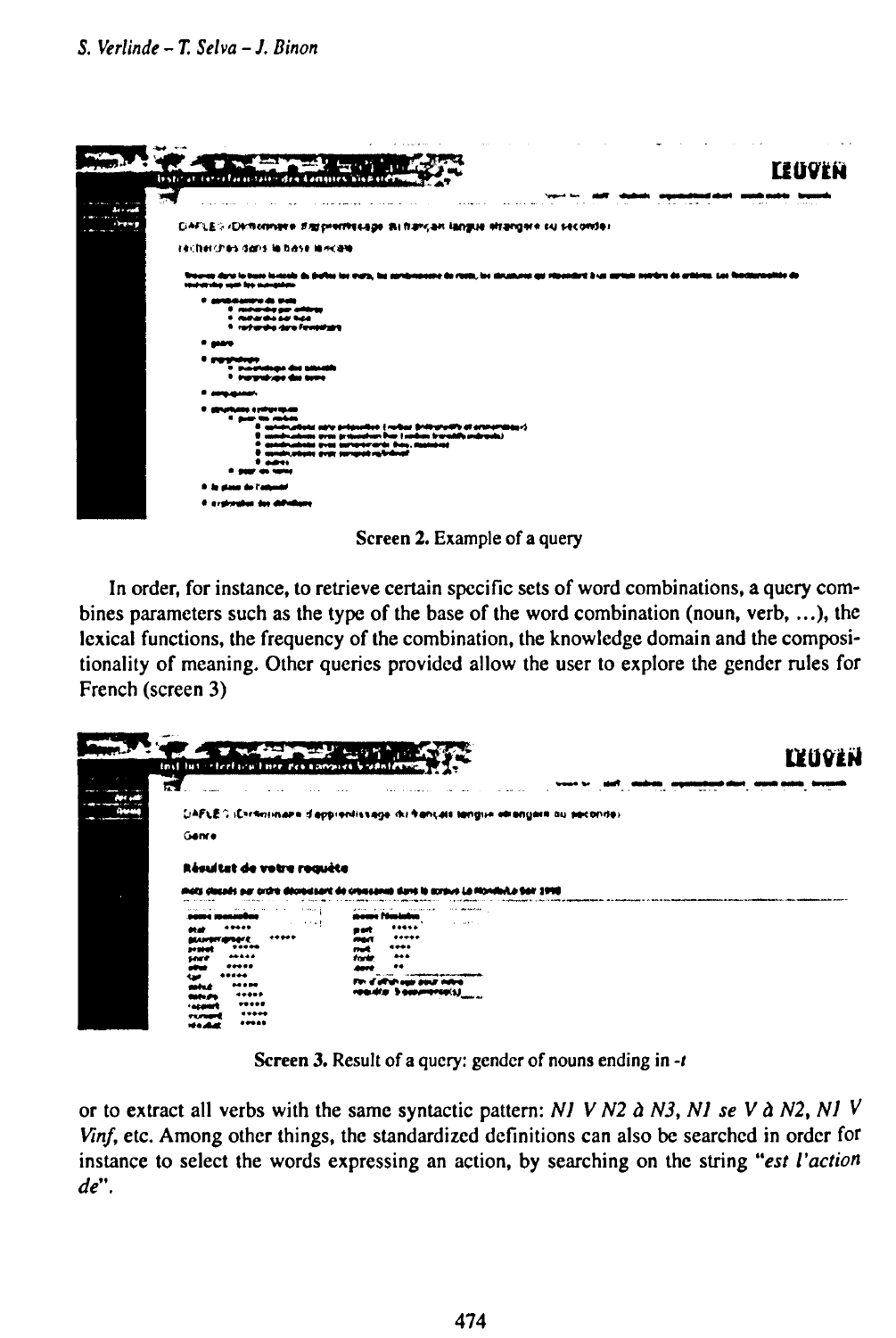Screen 2. Example of a query

In order, for instance, to retrieve certain specific sets of word combinations, a query combines parameters such as the type of the base of the word combination (noun, verb, ...), the lexical functions, the frequency of the combination, the knowledge domain and the compositionality of meaning. Other queries provided allow the user to explore the gender rules for French (screen 3)

Screen 3. Result of a query: gender of nouns ending in *-t*

or to extract all verbs with the same syntactic pattern: *N1 V N2 à N3*, *N1 se V à N2*, *N1 V Vinf*, etc. Among other things, the standardized definitions can also be searched in order for instance to select the words expressing an action, by searching on the string *"est l'action de"*.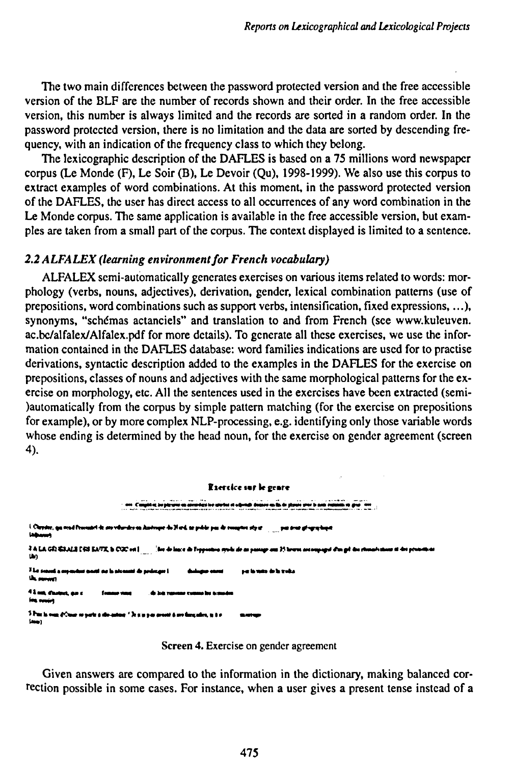The two main differences between the password protected version and the free accessible version of the BLF are the number of records shown and their order. In the free accessible version, this number is always limited and the records are sorted in a random order. In the password protected version, there is no limitation and the data are sorted by descending frequency, with an indication of the frequency class to which they belong.

The lexicographic description of the DAFLES is based on a 75 millions word newspaper corpus (Le Monde (F), Le Soir (B), Le Devoir (Qu), 1998-1999). We also use this corpus to extract examples of word combinations. At this moment, in the password protected version of the DAFLES, the user has direct access to all occurrences of any word combination in the Le Monde corpus. The same application is available in the free accessible version, but examples are taken from a small part of the corpus. The context displayed is limited to a sentence.

### *2.2 ALFALEX (learning environment for French vocabulary)*

ALFALEX semi-automatically generates exercises on various items related to words: morphology (verbs, nouns, adjectives), derivation, gender, lexical combination patterns (use of prepositions, word combinations such as support verbs, intensification, fixed expressions, ...), synonyms, "schémas actanciels" and translation to and from French (see www.kuleuven.ac.be/alfalex/Alfalex.pdf for more details). To generate all these exercises, we use the information contained in the DAFLES database: word families indications are used for to practise derivations, syntactic description added to the examples in the DAFLES for the exercise on prepositions, classes of nouns and adjectives with the same morphological patterns for the exercise on morphology, etc. All the sentences used in the exercises have been extracted (semi-)automatically from the corpus by simple pattern matching (for the exercise on prepositions for example), or by more complex NLP-processing, e.g. identifying only those variable words whose ending is determined by the head noun, for the exercise on gender agreement (screen 4).

Exercice sur le genre

Screen 4. Exercise on gender agreement

Given answers are compared to the information in the dictionary, making balanced correction possible in some cases. For instance, when a user gives a present tense instead of a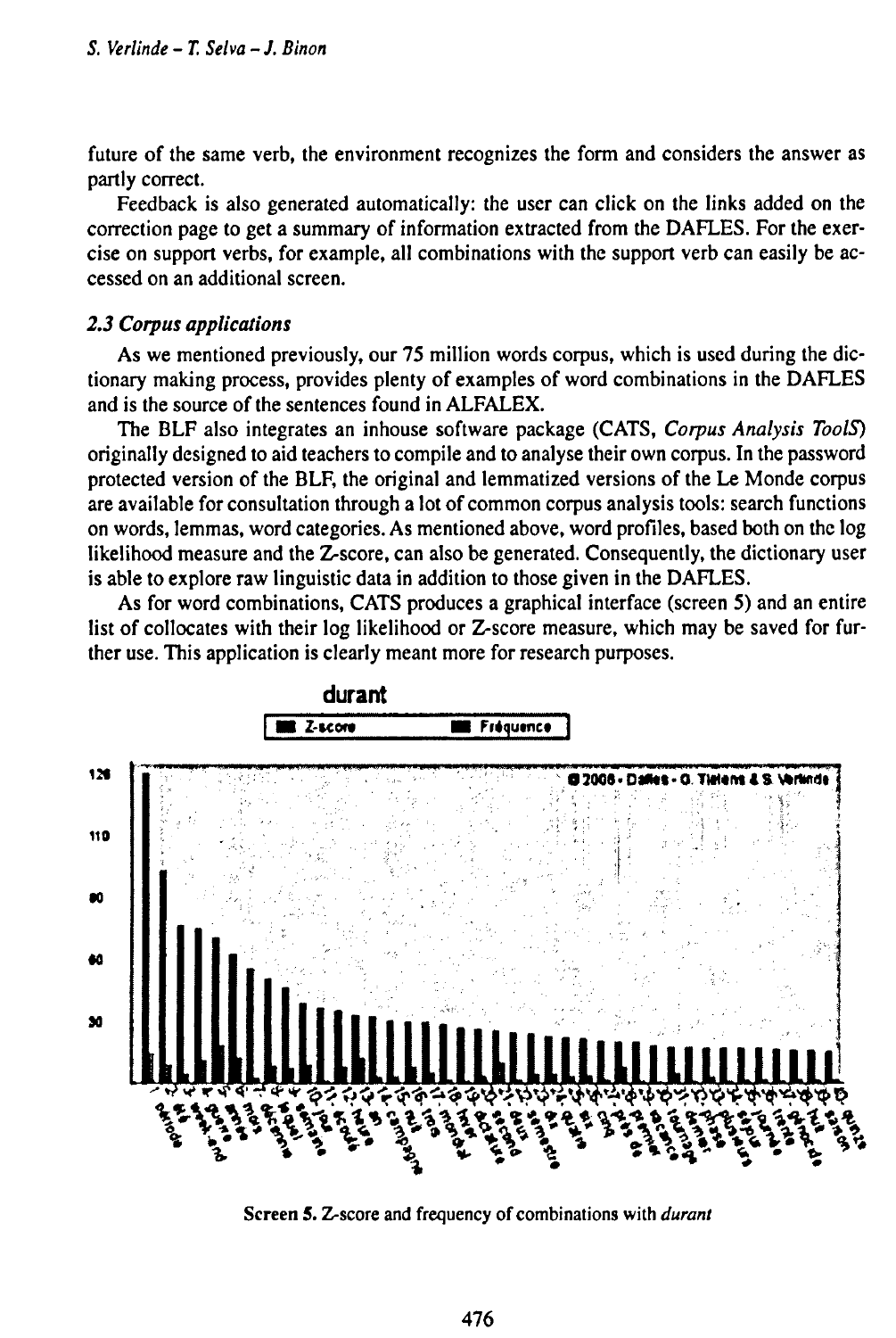future of the same verb, the environment recognizes the form and considers the answer as partly correct.

Feedback is also generated automatically: the user can click on the links added on the correction page to get a summary of information extracted from the DAFLES. For the exercise on support verbs, for example, all combinations with the support verb can easily be accessed on an additional screen.

### *2.3 Corpus applications*

As we mentioned previously, our 75 million words corpus, which is used during the dictionary making process, provides plenty of examples of word combinations in the DAFLES and is the source of the sentences found in ALFALEX.

The BLF also integrates an inhouse software package (CATS, *Corpus Analysis ToolS*) originally designed to aid teachers to compile and to analyse their own corpus. In the password protected version of the BLF, the original and lemmatized versions of the Le Monde corpus are available for consultation through a lot of common corpus analysis tools: search functions on words, lemmas, word categories. As mentioned above, word profiles, based both on the log likelihood measure and the Z-score, can also be generated. Consequently, the dictionary user is able to explore raw linguistic data in addition to those given in the DAFLES.

As for word combinations, CATS produces a graphical interface (screen 5) and an entire list of collocates with their log likelihood or Z-score measure, which may be saved for further use. This application is clearly meant more for research purposes.

Screen 5. Z-score and frequency of combinations with *durant*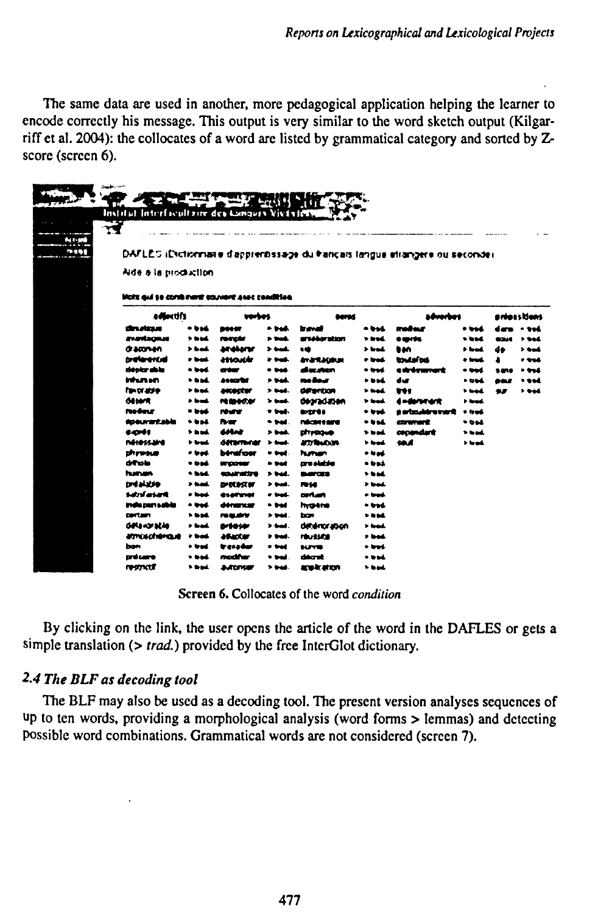The same data are used in another, more pedagogical application helping the learner to encode correctly his message. This output is very similar to the word sketch output (Kilgarriff et al. 2004): the collocates of a word are listed by grammatical category and sorted by Z-score (screen 6).

Screen 6. Collocates of the word *condition*

By clicking on the link, the user opens the article of the word in the DAFLES or gets a simple translation (> *trad.*) provided by the free InterGlot dictionary.

### 2.4 The BLF as decoding tool

The BLF may also be used as a decoding tool. The present version analyses sequences of up to ten words, providing a morphological analysis (word forms > lemmas) and detecting possible word combinations. Grammatical words are not considered (screen 7).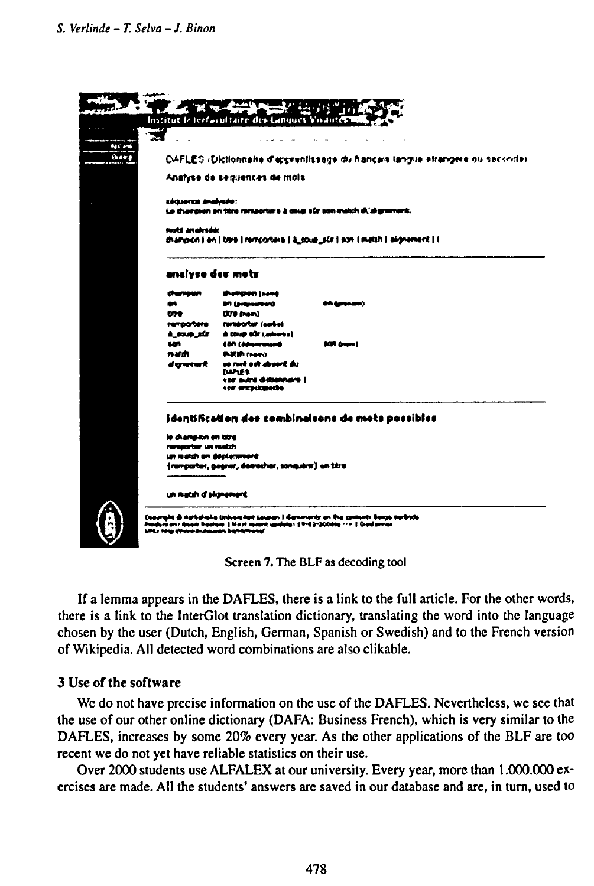Screen 7. The BLF as decoding tool

If a lemma appears in the DAFLES, there is a link to the full article. For the other words, there is a link to the InterGlot translation dictionary, translating the word into the language chosen by the user (Dutch, English, German, Spanish or Swedish) and to the French version of Wikipedia. All detected word combinations are also clikable.

## 3 Use of the software

We do not have precise information on the use of the DAFLES. Nevertheless, we see that the use of our other online dictionary (DAFA: Business French), which is very similar to the DAFLES, increases by some 20% every year. As the other applications of the BLF are too recent we do not yet have reliable statistics on their use.

Over 2000 students use ALFALEX at our university. Every year, more than 1.000.000 exercises are made. All the students' answers are saved in our database and are, in turn, used to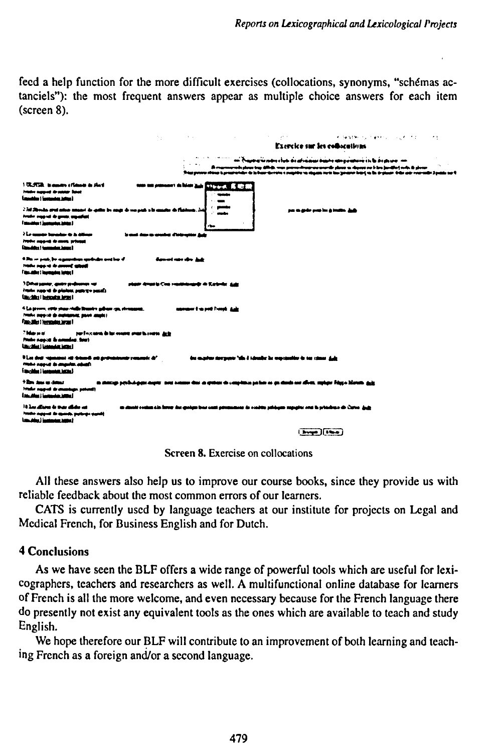feed a help function for the more difficult exercises (collocations, synonyms, "schémas actanciels"): the most frequent answers appear as multiple choice answers for each item (screen 8).

Screen 8. Exercise on collocations

All these answers also help us to improve our course books, since they provide us with reliable feedback about the most common errors of our learners.

CATS is currently used by language teachers at our institute for projects on Legal and Medical French, for Business English and for Dutch.

## 4 Conclusions

As we have seen the BLF offers a wide range of powerful tools which are useful for lexicographers, teachers and researchers as well. A multifunctional online database for learners of French is all the more welcome, and even necessary because for the French language there do presently not exist any equivalent tools as the ones which are available to teach and study English.

We hope therefore our BLF will contribute to an improvement of both learning and teaching French as a foreign and/or a second language.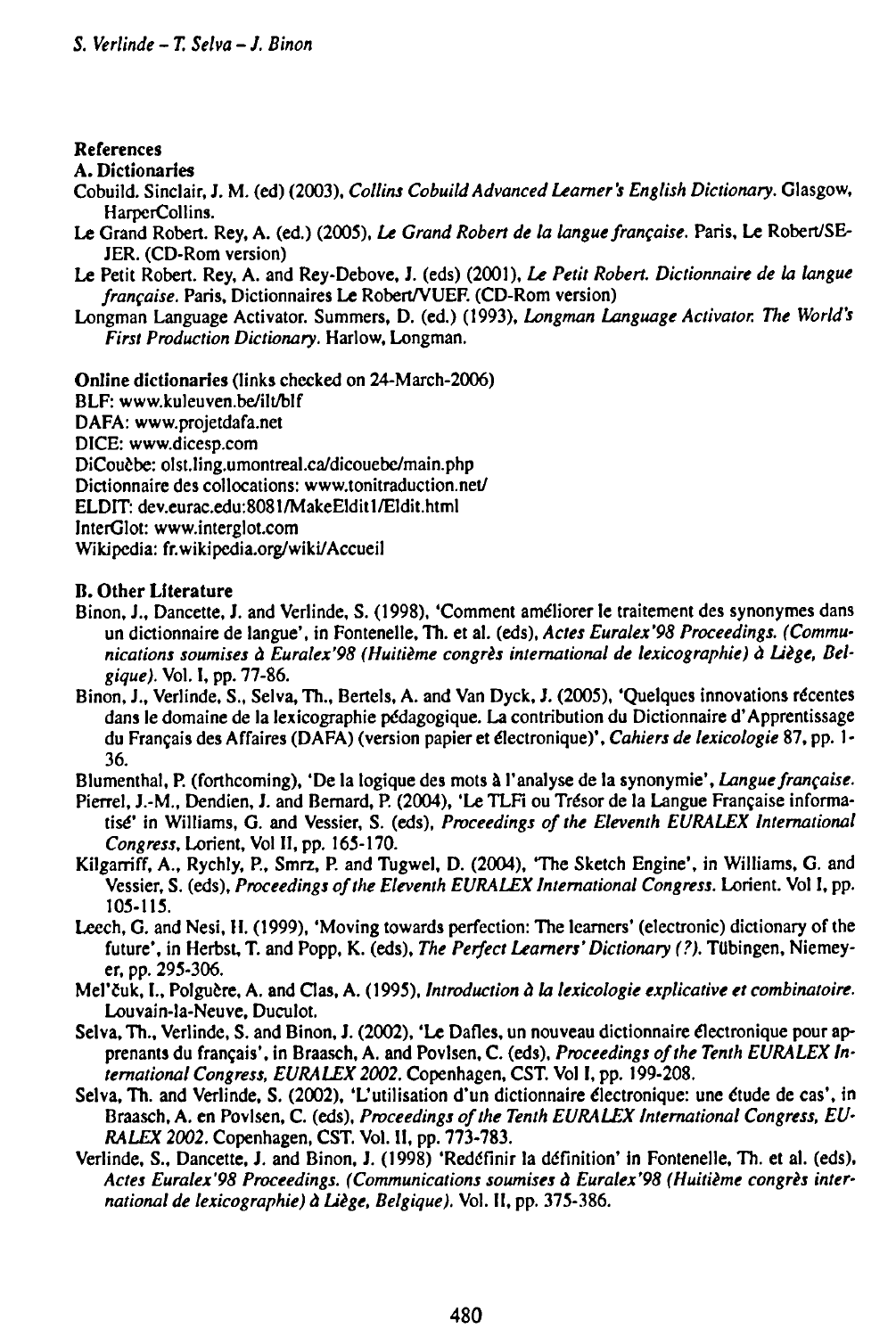## References

### A. Dictionaries

Cobuild. Sinclair, J. M. (ed) (2003), *Collins Cobuild Advanced Learner's English Dictionary*. Glasgow, HarperCollins.

Le Grand Robert. Rey, A. (ed.) (2005), *Le Grand Robert de la langue française*. Paris, Le Robert/SEJER. (CD-Rom version)

Le Petit Robert. Rey, A. and Rey-Debove, J. (eds) (2001), *Le Petit Robert. Dictionnaire de la langue française*. Paris, Dictionnaires Le Robert/VUEF. (CD-Rom version)

Longman Language Activator. Summers, D. (ed.) (1993), *Longman Language Activator. The World's First Production Dictionary*. Harlow, Longman.

**Online dictionaries** (links checked on 24-March-2006)

BLF: www.kuleuven.be/ilt/blf
DAFA: www.projetdafa.net
DICE: www.dicesp.com
DiCouèbe: olst.ling.umontreal.ca/dicouebe/main.php
Dictionnaire des collocations: www.tonitraduction.net/
ELDIT: dev.eurac.edu:8081/MakeEldit1/Eldit.html
InterGlot: www.interglot.com
Wikipedia: fr.wikipedia.org/wiki/Accueil

### B. Other Literature

Binon, J., Dancette, J. and Verlinde, S. (1998), 'Comment améliorer le traitement des synonymes dans un dictionnaire de langue', in Fontenelle, Th. et al. (eds), *Actes Euralex'98 Proceedings. (Communications soumises à Euralex'98 (Huitième congrès international de lexicographie) à Liège, Belgique)*. Vol. I, pp. 77-86.

Binon, J., Verlinde, S., Selva, Th., Bertels, A. and Van Dyck, J. (2005), 'Quelques innovations récentes dans le domaine de la lexicographie pédagogique. La contribution du Dictionnaire d'Apprentissage du Français des Affaires (DAFA) (version papier et électronique)', *Cahiers de lexicologie* 87, pp. 1-36.

Blumenthal, P. (forthcoming), 'De la logique des mots à l'analyse de la synonymie', *Langue française*.

Pierrel, J.-M., Dendien, J. and Bernard, P. (2004), 'Le TLFi ou Trésor de la Langue Française informatisé' in Williams, G. and Vessier, S. (eds), *Proceedings of the Eleventh EURALEX International Congress*, Lorient, Vol II, pp. 165-170.

Kilgarriff, A., Rychly, P., Smrz, P. and Tugwel, D. (2004), 'The Sketch Engine', in Williams, G. and Vessier, S. (eds), *Proceedings of the Eleventh EURALEX International Congress*. Lorient. Vol I, pp. 105-115.

Leech, G. and Nesi, H. (1999), 'Moving towards perfection: The learners' (electronic) dictionary of the future', in Herbst, T. and Popp, K. (eds), *The Perfect Learners' Dictionary (?)*. Tübingen, Niemeyer, pp. 295-306.

Mel'čuk, I., Polguère, A. and Clas, A. (1995), *Introduction à la lexicologie explicative et combinatoire*. Louvain-la-Neuve, Duculot.

Selva, Th., Verlinde, S. and Binon, J. (2002), 'Le Dafles, un nouveau dictionnaire électronique pour apprenants du français', in Braasch, A. and Povlsen, C. (eds), *Proceedings of the Tenth EURALEX International Congress, EURALEX 2002*. Copenhagen, CST. Vol I, pp. 199-208.

Selva, Th. and Verlinde, S. (2002), 'L'utilisation d'un dictionnaire électronique: une étude de cas', in Braasch, A. en Povlsen, C. (eds), *Proceedings of the Tenth EURALEX International Congress, EURALEX 2002*. Copenhagen, CST. Vol. II, pp. 773-783.

Verlinde, S., Dancette, J. and Binon, J. (1998) 'Redéfinir la définition' in Fontenelle, Th. et al. (eds), *Actes Euralex'98 Proceedings. (Communications soumises à Euralex'98 (Huitième congrès international de lexicographie) à Liège, Belgique)*. Vol. II, pp. 375-386.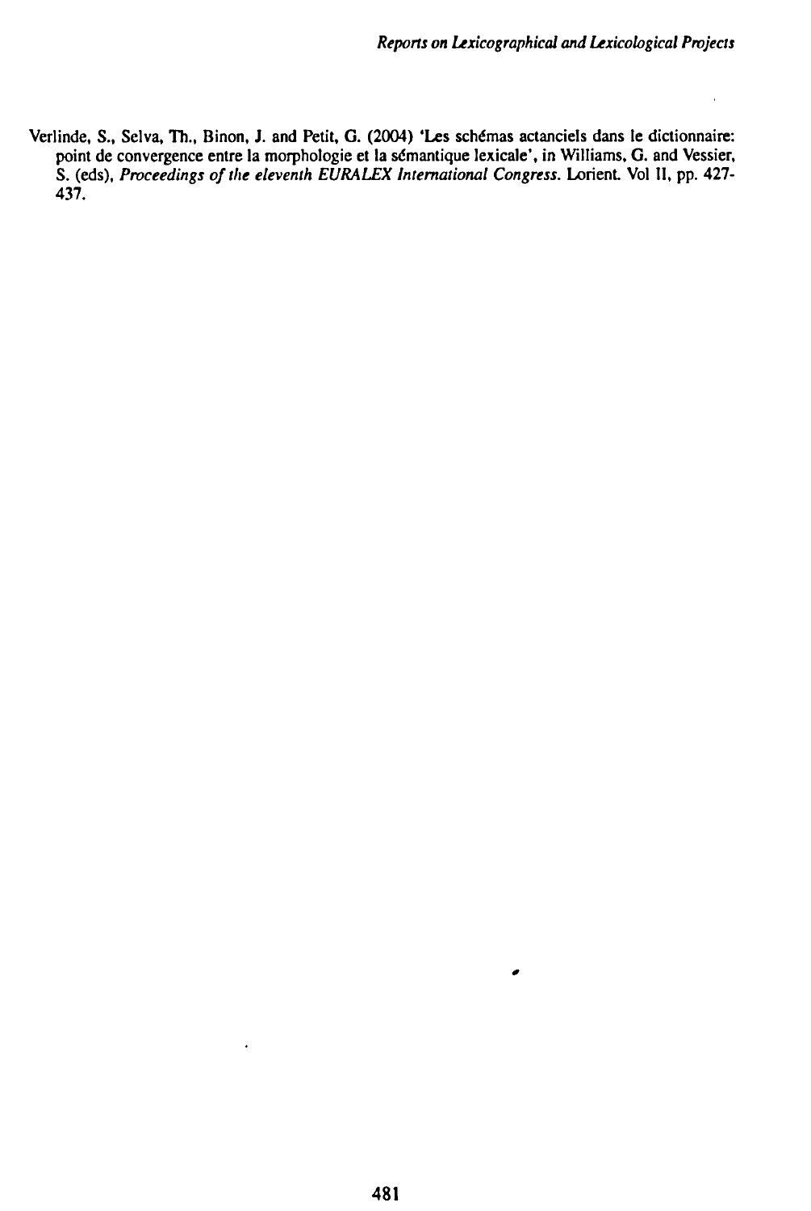Verlinde, S., Selva, Th., Binon, J. and Petit, G. (2004) 'Les schémas actanciels dans le dictionnaire: point de convergence entre la morphologie et la sémantique lexicale', in Williams, G. and Vessier, S. (eds), *Proceedings of the eleventh EURALEX International Congress*. Lorient. Vol II, pp. 427-437.